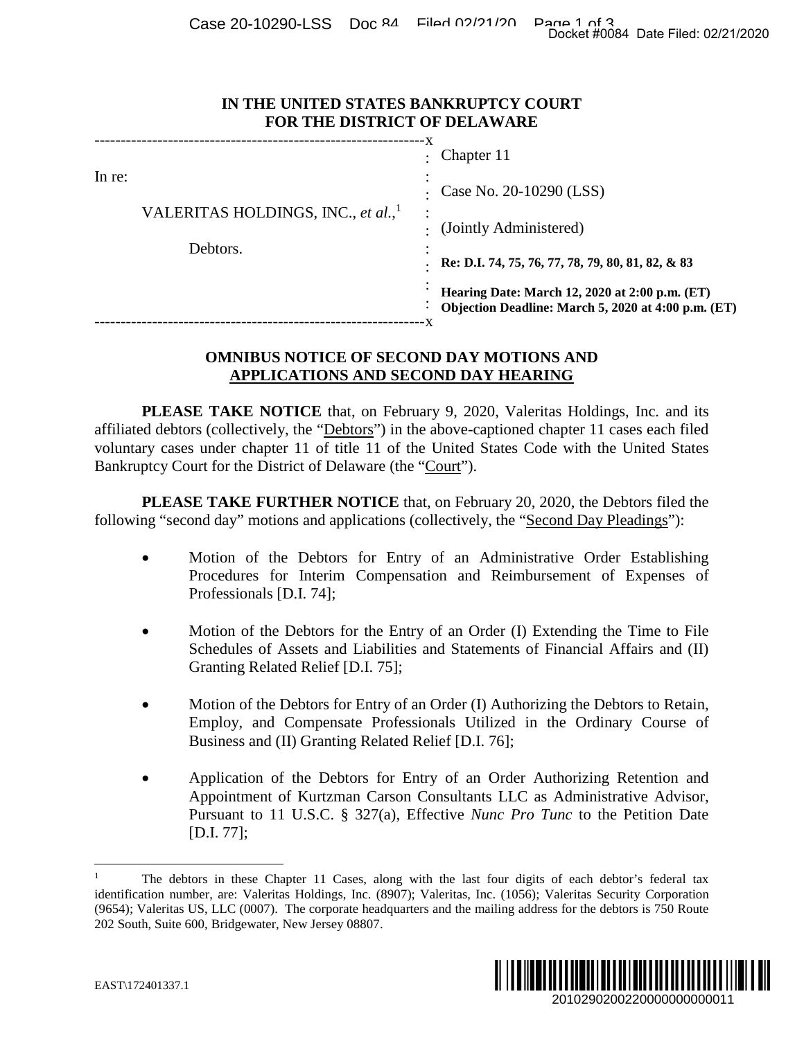IN THE UNITED STATES BANKRUPTCY COURT
FOR THE DISTRICT OF DELAWARE

| | |
|---|---|
| In re: | Chapter 11 |
| VALERITAS HOLDINGS, INC., *et al.*,[1] | Case No. 20-10290 (LSS) |
| Debtors. | (Jointly Administered) |
| | **Re: D.I. 74, 75, 76, 77, 78, 79, 80, 81, 82, & 83** |
| | **Hearing Date: March 12, 2020 at 2:00 p.m. (ET)** **Objection Deadline: March 5, 2020 at 4:00 p.m. (ET)** |

## OMNIBUS NOTICE OF SECOND DAY MOTIONS AND APPLICATIONS AND SECOND DAY HEARING

**PLEASE TAKE NOTICE** that, on February 9, 2020, Valeritas Holdings, Inc. and its affiliated debtors (collectively, the "Debtors") in the above-captioned chapter 11 cases each filed voluntary cases under chapter 11 of title 11 of the United States Code with the United States Bankruptcy Court for the District of Delaware (the "Court").

**PLEASE TAKE FURTHER NOTICE** that, on February 20, 2020, the Debtors filed the following "second day" motions and applications (collectively, the "Second Day Pleadings"):

- Motion of the Debtors for Entry of an Administrative Order Establishing Procedures for Interim Compensation and Reimbursement of Expenses of Professionals [D.I. 74];
- Motion of the Debtors for the Entry of an Order (I) Extending the Time to File Schedules of Assets and Liabilities and Statements of Financial Affairs and (II) Granting Related Relief [D.I. 75];
- Motion of the Debtors for Entry of an Order (I) Authorizing the Debtors to Retain, Employ, and Compensate Professionals Utilized in the Ordinary Course of Business and (II) Granting Related Relief [D.I. 76];
- Application of the Debtors for Entry of an Order Authorizing Retention and Appointment of Kurtzman Carson Consultants LLC as Administrative Advisor, Pursuant to 11 U.S.C. § 327(a), Effective *Nunc Pro Tunc* to the Petition Date [D.I. 77];

[1] The debtors in these Chapter 11 Cases, along with the last four digits of each debtor's federal tax identification number, are: Valeritas Holdings, Inc. (8907); Valeritas, Inc. (1056); Valeritas Security Corporation (9654); Valeritas US, LLC (0007). The corporate headquarters and the mailing address for the debtors is 750 Route 202 South, Suite 600, Bridgewater, New Jersey 08807.

EAST\172401337.1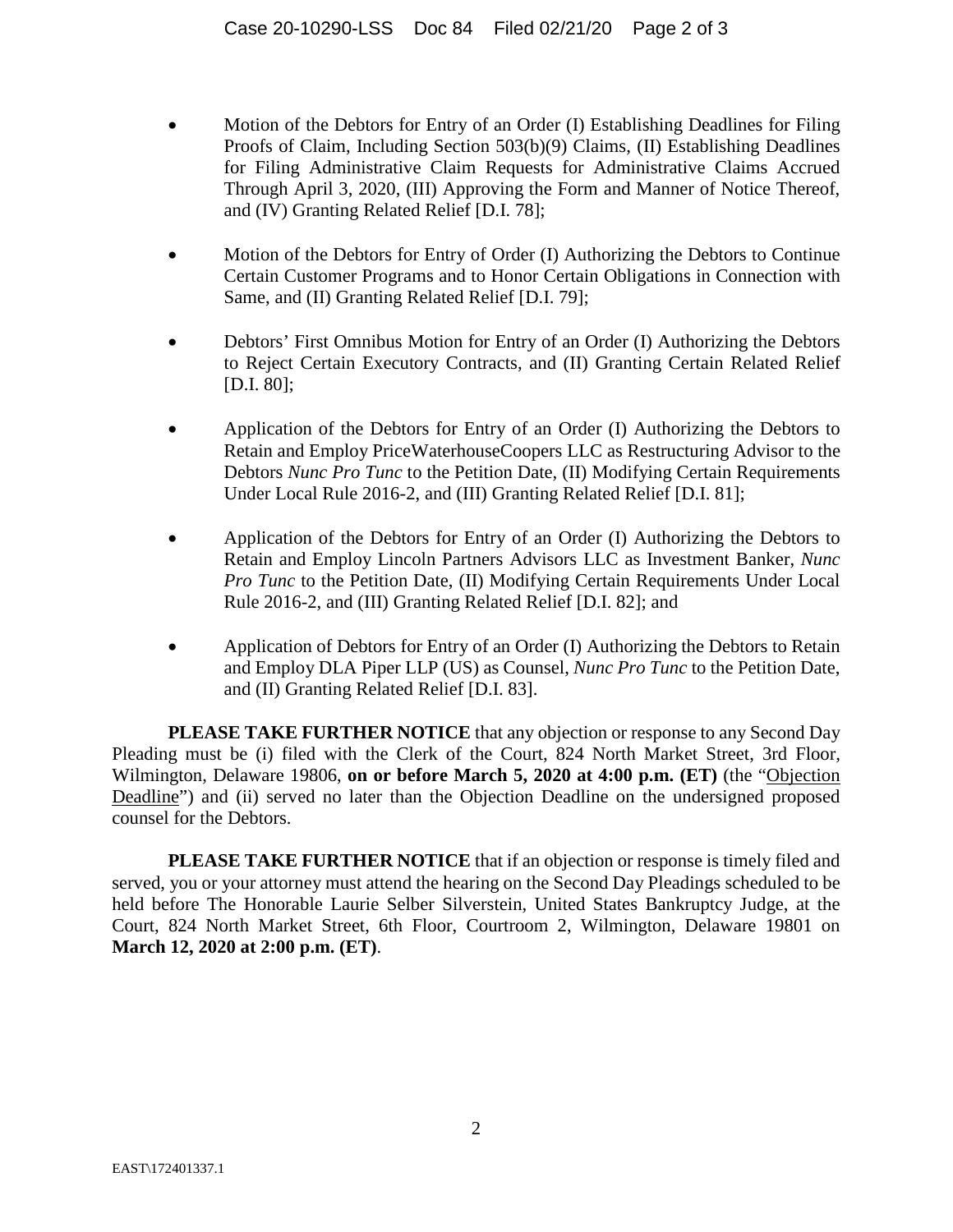- Motion of the Debtors for Entry of an Order (I) Establishing Deadlines for Filing Proofs of Claim, Including Section 503(b)(9) Claims, (II) Establishing Deadlines for Filing Administrative Claim Requests for Administrative Claims Accrued Through April 3, 2020, (III) Approving the Form and Manner of Notice Thereof, and (IV) Granting Related Relief [D.I. 78];

- Motion of the Debtors for Entry of Order (I) Authorizing the Debtors to Continue Certain Customer Programs and to Honor Certain Obligations in Connection with Same, and (II) Granting Related Relief [D.I. 79];

- Debtors' First Omnibus Motion for Entry of an Order (I) Authorizing the Debtors to Reject Certain Executory Contracts, and (II) Granting Certain Related Relief [D.I. 80];

- Application of the Debtors for Entry of an Order (I) Authorizing the Debtors to Retain and Employ PriceWaterhouseCoopers LLC as Restructuring Advisor to the Debtors *Nunc Pro Tunc* to the Petition Date, (II) Modifying Certain Requirements Under Local Rule 2016-2, and (III) Granting Related Relief [D.I. 81];

- Application of the Debtors for Entry of an Order (I) Authorizing the Debtors to Retain and Employ Lincoln Partners Advisors LLC as Investment Banker, *Nunc Pro Tunc* to the Petition Date, (II) Modifying Certain Requirements Under Local Rule 2016-2, and (III) Granting Related Relief [D.I. 82]; and

- Application of Debtors for Entry of an Order (I) Authorizing the Debtors to Retain and Employ DLA Piper LLP (US) as Counsel, *Nunc Pro Tunc* to the Petition Date, and (II) Granting Related Relief [D.I. 83].

**PLEASE TAKE FURTHER NOTICE** that any objection or response to any Second Day Pleading must be (i) filed with the Clerk of the Court, 824 North Market Street, 3rd Floor, Wilmington, Delaware 19806, **on or before March 5, 2020 at 4:00 p.m. (ET)** (the "Objection Deadline") and (ii) served no later than the Objection Deadline on the undersigned proposed counsel for the Debtors.

**PLEASE TAKE FURTHER NOTICE** that if an objection or response is timely filed and served, you or your attorney must attend the hearing on the Second Day Pleadings scheduled to be held before The Honorable Laurie Selber Silverstein, United States Bankruptcy Judge, at the Court, 824 North Market Street, 6th Floor, Courtroom 2, Wilmington, Delaware 19801 on **March 12, 2020 at 2:00 p.m. (ET)**.

EAST\172401337.1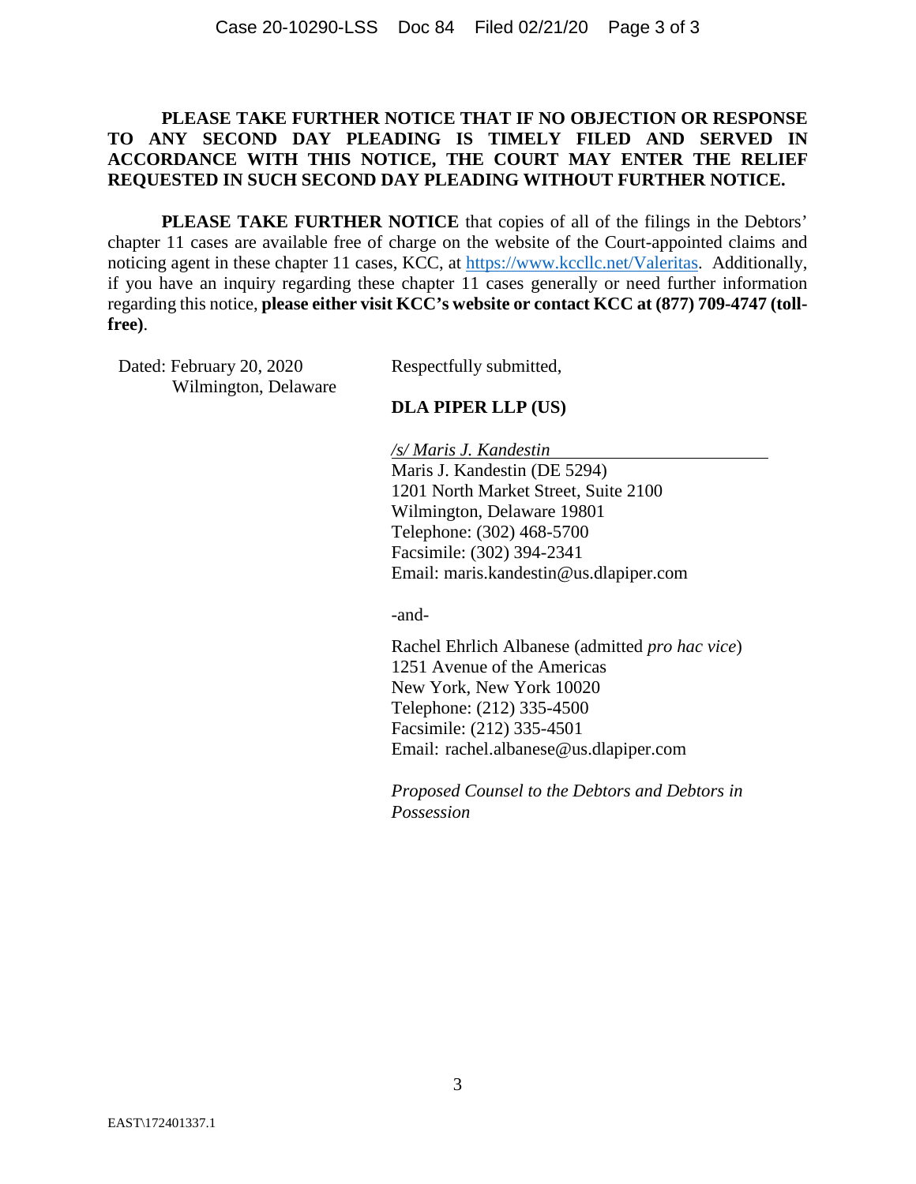**PLEASE TAKE FURTHER NOTICE THAT IF NO OBJECTION OR RESPONSE TO ANY SECOND DAY PLEADING IS TIMELY FILED AND SERVED IN ACCORDANCE WITH THIS NOTICE, THE COURT MAY ENTER THE RELIEF REQUESTED IN SUCH SECOND DAY PLEADING WITHOUT FURTHER NOTICE.**

**PLEASE TAKE FURTHER NOTICE** that copies of all of the filings in the Debtors' chapter 11 cases are available free of charge on the website of the Court-appointed claims and noticing agent in these chapter 11 cases, KCC, at https://www.kccllc.net/Valeritas. Additionally, if you have an inquiry regarding these chapter 11 cases generally or need further information regarding this notice, **please either visit KCC's website or contact KCC at (877) 709-4747 (toll-free)**.

Dated: February 20, 2020
Wilmington, Delaware

Respectfully submitted,

**DLA PIPER LLP (US)**

*/s/ Maris J. Kandestin*
Maris J. Kandestin (DE 5294)
1201 North Market Street, Suite 2100
Wilmington, Delaware 19801
Telephone: (302) 468-5700
Facsimile: (302) 394-2341
Email: maris.kandestin@us.dlapiper.com

-and-

Rachel Ehrlich Albanese (admitted *pro hac vice*)
1251 Avenue of the Americas
New York, New York 10020
Telephone: (212) 335-4500
Facsimile: (212) 335-4501
Email: rachel.albanese@us.dlapiper.com

*Proposed Counsel to the Debtors and Debtors in Possession*

EAST\172401337.1